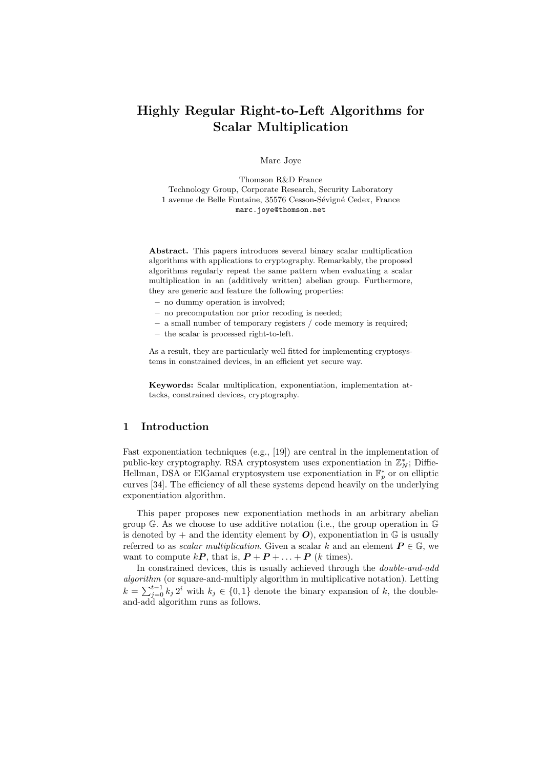# Highly Regular Right-to-Left Algorithms for Scalar Multiplication

Marc Joye

Thomson R&D France
Technology Group, Corporate Research, Security Laboratory
1 avenue de Belle Fontaine, 35576 Cesson-Sévigné Cedex, France
marc.joye@thomson.net

**Abstract.** This papers introduces several binary scalar multiplication algorithms with applications to cryptography. Remarkably, the proposed algorithms regularly repeat the same pattern when evaluating a scalar multiplication in an (additively written) abelian group. Furthermore, they are generic and feature the following properties:

- no dummy operation is involved;
- no precomputation nor prior recoding is needed;
- a small number of temporary registers / code memory is required;
- the scalar is processed right-to-left.

As a result, they are particularly well fitted for implementing cryptosystems in constrained devices, in an efficient yet secure way.

**Keywords:** Scalar multiplication, exponentiation, implementation attacks, constrained devices, cryptography.

## 1 Introduction

Fast exponentiation techniques (e.g., [19]) are central in the implementation of public-key cryptography. RSA cryptosystem uses exponentiation in $\mathbb{Z}_N^*$; Diffie-Hellman, DSA or ElGamal cryptosystem use exponentiation in $\mathbb{F}_p^*$ or on elliptic curves [34]. The efficiency of all these systems depend heavily on the underlying exponentiation algorithm.

This paper proposes new exponentiation methods in an arbitrary abelian group $\mathbb{G}$. As we choose to use additive notation (i.e., the group operation in $\mathbb{G}$ is denoted by $+$ and the identity element by $\boldsymbol{O}$), exponentiation in $\mathbb{G}$ is usually referred to as *scalar multiplication*. Given a scalar $k$ and an element $\boldsymbol{P} \in \mathbb{G}$, we want to compute $k\boldsymbol{P}$, that is, $\boldsymbol{P} + \boldsymbol{P} + \ldots + \boldsymbol{P}$ ($k$ times).

In constrained devices, this is usually achieved through the *double-and-add algorithm* (or square-and-multiply algorithm in multiplicative notation). Letting $k = \sum_{j=0}^{t-1} k_j\, 2^i$ with $k_j \in \{0, 1\}$ denote the binary expansion of $k$, the double-and-add algorithm runs as follows.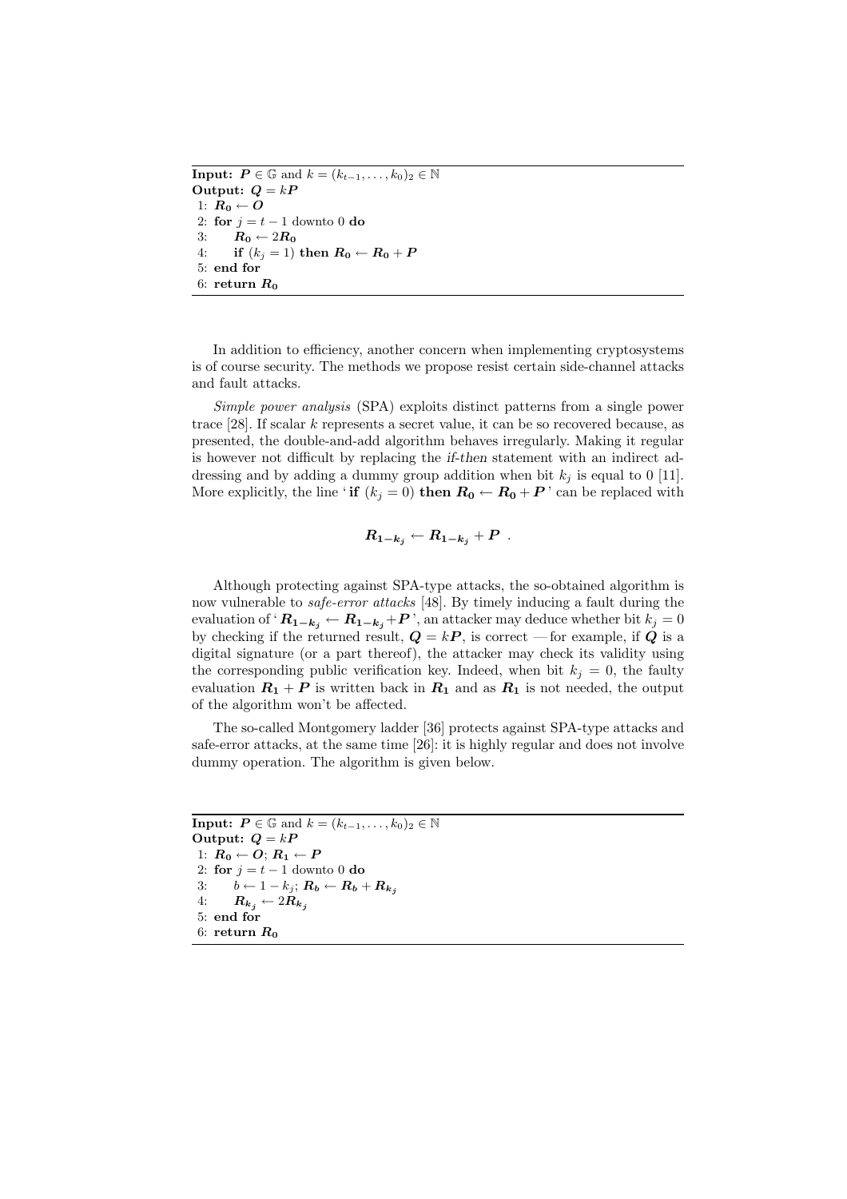**Input:** $\boldsymbol{P} \in \mathbb{G}$ and $k = (k_{t-1}, \ldots, k_0)_2 \in \mathbb{N}$
**Output:** $\boldsymbol{Q} = k\boldsymbol{P}$

```
1: R0 ← O
2: for j = t − 1 downto 0 do
3:     R0 ← 2R0
4:     if (kj = 1) then R0 ← R0 + P
5: end for
6: return R0
```

In addition to efficiency, another concern when implementing cryptosystems is of course security. The methods we propose resist certain side-channel attacks and fault attacks.

*Simple power analysis* (SPA) exploits distinct patterns from a single power trace [28]. If scalar $k$ represents a secret value, it can be so recovered because, as presented, the double-and-add algorithm behaves irregularly. Making it regular is however not difficult by replacing the *if-then* statement with an indirect addressing and by adding a dummy group addition when bit $k_j$ is equal to 0 [11]. More explicitly, the line '**if** $(k_j = 0)$ **then** $\boldsymbol{R_0} \leftarrow \boldsymbol{R_0} + \boldsymbol{P}$' can be replaced with

$$\boldsymbol{R_{1-k_j}} \leftarrow \boldsymbol{R_{1-k_j}} + \boldsymbol{P} \ .$$

Although protecting against SPA-type attacks, the so-obtained algorithm is now vulnerable to *safe-error attacks* [48]. By timely inducing a fault during the evaluation of '$\boldsymbol{R_{1-k_j}} \leftarrow \boldsymbol{R_{1-k_j}} + \boldsymbol{P}$', an attacker may deduce whether bit $k_j = 0$ by checking if the returned result, $\boldsymbol{Q} = k\boldsymbol{P}$, is correct —for example, if $\boldsymbol{Q}$ is a digital signature (or a part thereof), the attacker may check its validity using the corresponding public verification key. Indeed, when bit $k_j = 0$, the faulty evaluation $\boldsymbol{R_1} + \boldsymbol{P}$ is written back in $\boldsymbol{R_1}$ and as $\boldsymbol{R_1}$ is not needed, the output of the algorithm won't be affected.

The so-called Montgomery ladder [36] protects against SPA-type attacks and safe-error attacks, at the same time [26]: it is highly regular and does not involve dummy operation. The algorithm is given below.

**Input:** $\boldsymbol{P} \in \mathbb{G}$ and $k = (k_{t-1}, \ldots, k_0)_2 \in \mathbb{N}$
**Output:** $\boldsymbol{Q} = k\boldsymbol{P}$

```
1: R0 ← O; R1 ← P
2: for j = t − 1 downto 0 do
3:     b ← 1 − kj; Rb ← Rb + Rkj
4:     Rkj ← 2Rkj
5: end for
6: return R0
```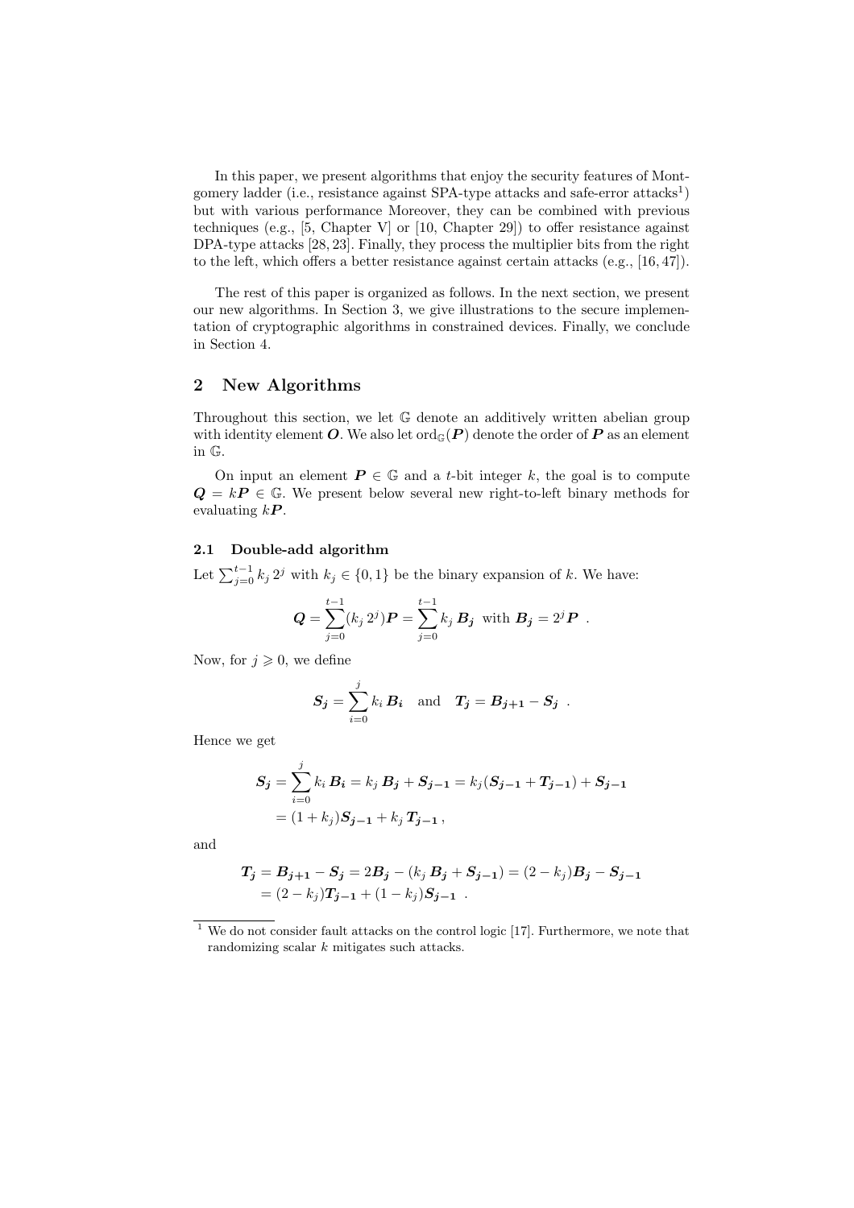In this paper, we present algorithms that enjoy the security features of Montgomery ladder (i.e., resistance against SPA-type attacks and safe-error attacks[1]) but with various performance Moreover, they can be combined with previous techniques (e.g., [5, Chapter V] or [10, Chapter 29]) to offer resistance against DPA-type attacks [28, 23]. Finally, they process the multiplier bits from the right to the left, which offers a better resistance against certain attacks (e.g., [16, 47]).

The rest of this paper is organized as follows. In the next section, we present our new algorithms. In Section 3, we give illustrations to the secure implementation of cryptographic algorithms in constrained devices. Finally, we conclude in Section 4.

## 2 New Algorithms

Throughout this section, we let $\mathbb{G}$ denote an additively written abelian group with identity element $\boldsymbol{O}$. We also let $\mathrm{ord}_{\mathbb{G}}(\boldsymbol{P})$ denote the order of $\boldsymbol{P}$ as an element in $\mathbb{G}$.

On input an element $\boldsymbol{P} \in \mathbb{G}$ and a $t$-bit integer $k$, the goal is to compute $\boldsymbol{Q} = k\boldsymbol{P} \in \mathbb{G}$. We present below several new right-to-left binary methods for evaluating $k\boldsymbol{P}$.

### 2.1 Double-add algorithm

Let $\sum_{j=0}^{t-1} k_j\, 2^j$ with $k_j \in \{0,1\}$ be the binary expansion of $k$. We have:

$$\boldsymbol{Q} = \sum_{j=0}^{t-1} (k_j\, 2^j)\boldsymbol{P} = \sum_{j=0}^{t-1} k_j\, \boldsymbol{B_j} \;\text{ with }\; \boldsymbol{B_j} = 2^j \boldsymbol{P} \enspace .$$

Now, for $j \geqslant 0$, we define

$$\boldsymbol{S_j} = \sum_{i=0}^{j} k_i\, \boldsymbol{B_i} \quad \text{and} \quad \boldsymbol{T_j} = \boldsymbol{B_{j+1}} - \boldsymbol{S_j} \enspace .$$

Hence we get

$$\begin{aligned} \boldsymbol{S_j} &= \sum_{i=0}^{j} k_i\, \boldsymbol{B_i} = k_j\, \boldsymbol{B_j} + \boldsymbol{S_{j-1}} = k_j(\boldsymbol{S_{j-1}} + \boldsymbol{T_{j-1}}) + \boldsymbol{S_{j-1}} \\ &= (1 + k_j)\boldsymbol{S_{j-1}} + k_j\, \boldsymbol{T_{j-1}}\,, \end{aligned}$$

and

$$\begin{aligned} \boldsymbol{T_j} &= \boldsymbol{B_{j+1}} - \boldsymbol{S_j} = 2\boldsymbol{B_j} - (k_j\, \boldsymbol{B_j} + \boldsymbol{S_{j-1}}) = (2 - k_j)\boldsymbol{B_j} - \boldsymbol{S_{j-1}} \\ &= (2 - k_j)\boldsymbol{T_{j-1}} + (1 - k_j)\boldsymbol{S_{j-1}} \enspace . \end{aligned}$$

[1] We do not consider fault attacks on the control logic [17]. Furthermore, we note that randomizing scalar $k$ mitigates such attacks.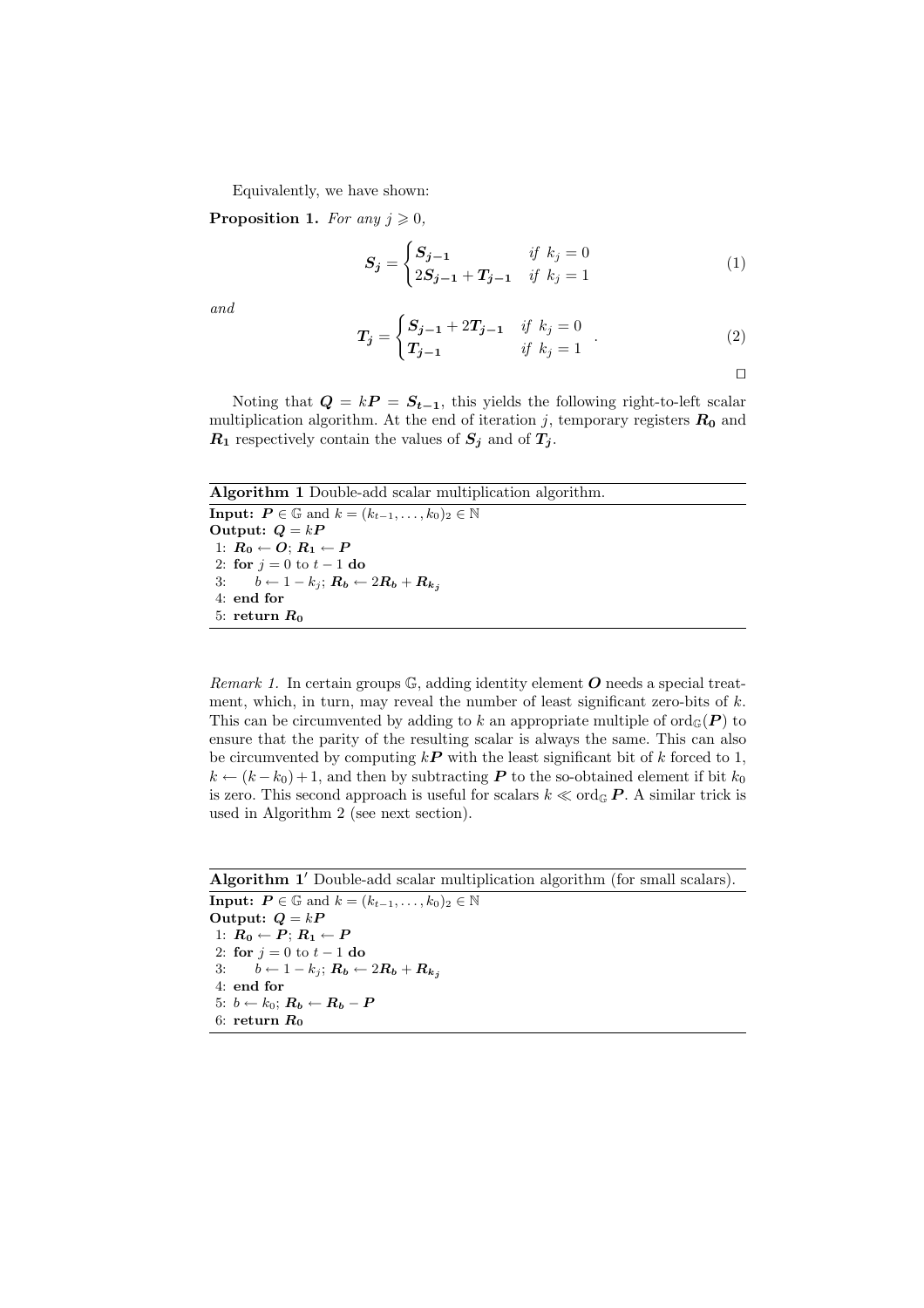Equivalently, we have shown:

**Proposition 1.** *For any* $j \geqslant 0$,

$$\boldsymbol{S_j} = \begin{cases} \boldsymbol{S_{j-1}} & \text{if } k_j = 0 \\ 2\boldsymbol{S_{j-1}} + \boldsymbol{T_{j-1}} & \text{if } k_j = 1 \end{cases} \tag{1}$$

*and*

$$\boldsymbol{T_j} = \begin{cases} \boldsymbol{S_{j-1}} + 2\boldsymbol{T_{j-1}} & \text{if } k_j = 0 \\ \boldsymbol{T_{j-1}} & \text{if } k_j = 1 \end{cases} . \tag{2}$$

□

Noting that $\boldsymbol{Q} = k\boldsymbol{P} = \boldsymbol{S_{t-1}}$, this yields the following right-to-left scalar multiplication algorithm. At the end of iteration $j$, temporary registers $\boldsymbol{R_0}$ and $\boldsymbol{R_1}$ respectively contain the values of $\boldsymbol{S_j}$ and of $\boldsymbol{T_j}$.

**Algorithm 1** Double-add scalar multiplication algorithm.

**Input:** $\boldsymbol{P} \in \mathbb{G}$ and $k = (k_{t-1}, \ldots, k_0)_2 \in \mathbb{N}$
**Output:** $\boldsymbol{Q} = k\boldsymbol{P}$
1: $\boldsymbol{R_0} \leftarrow \boldsymbol{O}$; $\boldsymbol{R_1} \leftarrow \boldsymbol{P}$
2: **for** $j = 0$ to $t-1$ **do**
3: $\quad b \leftarrow 1 - k_j$; $\boldsymbol{R_b} \leftarrow 2\boldsymbol{R_b} + \boldsymbol{R_{k_j}}$
4: **end for**
5: **return** $\boldsymbol{R_0}$

*Remark 1.* In certain groups $\mathbb{G}$, adding identity element $\boldsymbol{O}$ needs a special treatment, which, in turn, may reveal the number of least significant zero-bits of $k$. This can be circumvented by adding to $k$ an appropriate multiple of $\operatorname{ord}_{\mathbb{G}}(\boldsymbol{P})$ to ensure that the parity of the resulting scalar is always the same. This can also be circumvented by computing $k\boldsymbol{P}$ with the least significant bit of $k$ forced to 1, $k \leftarrow (k - k_0) + 1$, and then by subtracting $\boldsymbol{P}$ to the so-obtained element if bit $k_0$ is zero. This second approach is useful for scalars $k \ll \operatorname{ord}_{\mathbb{G}} \boldsymbol{P}$. A similar trick is used in Algorithm 2 (see next section).

**Algorithm 1′** Double-add scalar multiplication algorithm (for small scalars).

**Input:** $\boldsymbol{P} \in \mathbb{G}$ and $k = (k_{t-1}, \ldots, k_0)_2 \in \mathbb{N}$
**Output:** $\boldsymbol{Q} = k\boldsymbol{P}$
1: $\boldsymbol{R_0} \leftarrow \boldsymbol{P}$; $\boldsymbol{R_1} \leftarrow \boldsymbol{P}$
2: **for** $j = 0$ to $t-1$ **do**
3: $\quad b \leftarrow 1 - k_j$; $\boldsymbol{R_b} \leftarrow 2\boldsymbol{R_b} + \boldsymbol{R_{k_j}}$
4: **end for**
5: $b \leftarrow k_0$; $\boldsymbol{R_b} \leftarrow \boldsymbol{R_b} - \boldsymbol{P}$
6: **return** $\boldsymbol{R_0}$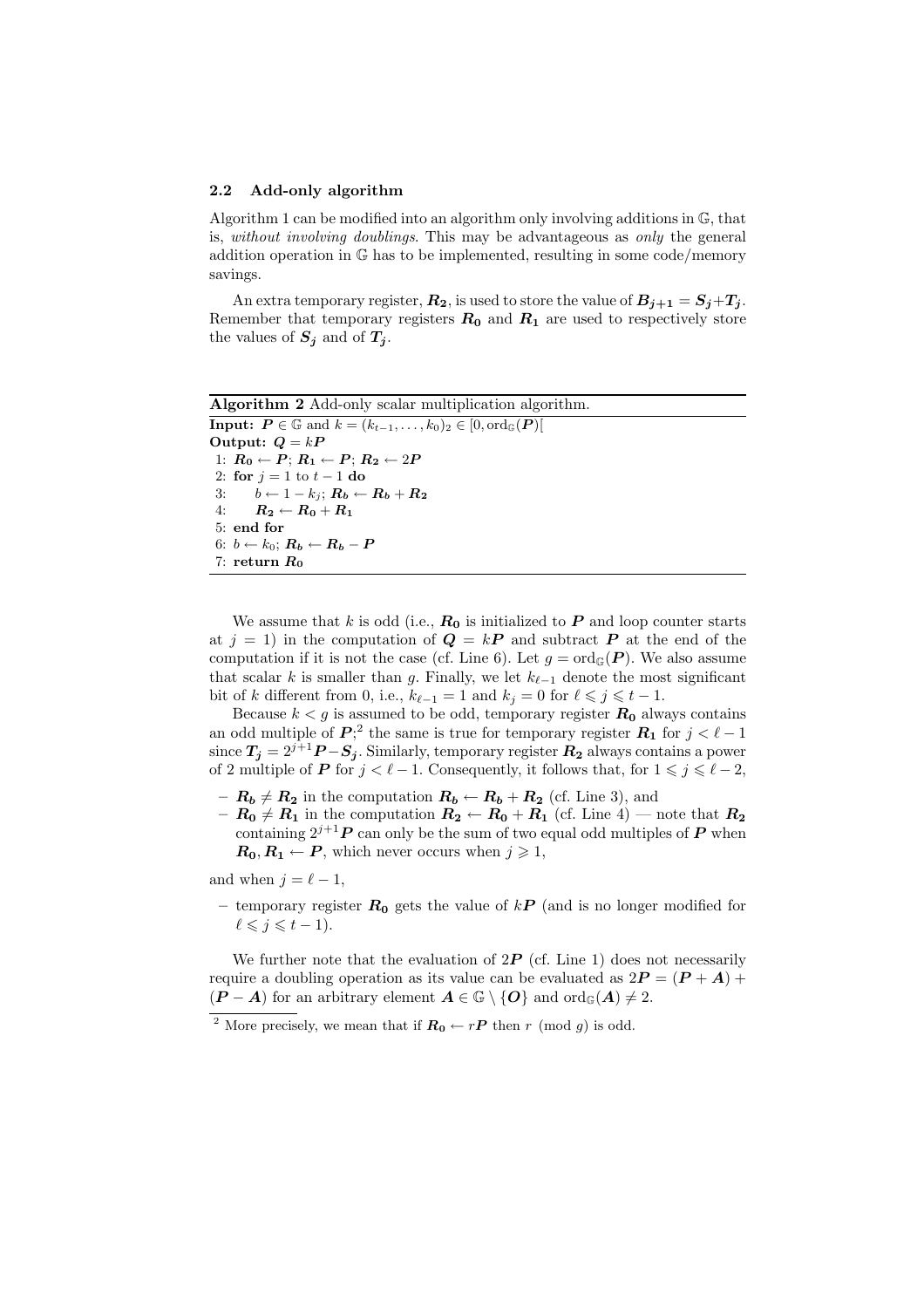### 2.2 Add-only algorithm

Algorithm 1 can be modified into an algorithm only involving additions in $\mathbb{G}$, that is, *without involving doublings*. This may be advantageous as *only* the general addition operation in $\mathbb{G}$ has to be implemented, resulting in some code/memory savings.

An extra temporary register, $\boldsymbol{R_2}$, is used to store the value of $\boldsymbol{B_{j+1}} = \boldsymbol{S_j} + \boldsymbol{T_j}$. Remember that temporary registers $\boldsymbol{R_0}$ and $\boldsymbol{R_1}$ are used to respectively store the values of $\boldsymbol{S_j}$ and of $\boldsymbol{T_j}$.

**Algorithm 2** Add-only scalar multiplication algorithm.

**Input:** $\boldsymbol{P} \in \mathbb{G}$ and $k = (k_{t-1}, \ldots, k_0)_2 \in [0, \mathrm{ord}_{\mathbb{G}}(\boldsymbol{P})[$
**Output:** $\boldsymbol{Q} = k\boldsymbol{P}$

```
1: R0 ← P; R1 ← P; R2 ← 2P
2: for j = 1 to t − 1 do
3:     b ← 1 − k_j; R_b ← R_b + R2
4:     R2 ← R0 + R1
5: end for
6: b ← k_0; R_b ← R_b − P
7: return R0
```

We assume that $k$ is odd (i.e., $\boldsymbol{R_0}$ is initialized to $\boldsymbol{P}$ and loop counter starts at $j = 1$) in the computation of $\boldsymbol{Q} = k\boldsymbol{P}$ and subtract $\boldsymbol{P}$ at the end of the computation if it is not the case (cf. Line 6). Let $g = \mathrm{ord}_{\mathbb{G}}(\boldsymbol{P})$. We also assume that scalar $k$ is smaller than $g$. Finally, we let $k_{\ell-1}$ denote the most significant bit of $k$ different from 0, i.e., $k_{\ell-1} = 1$ and $k_j = 0$ for $\ell \leqslant j \leqslant t-1$.

Because $k < g$ is assumed to be odd, temporary register $\boldsymbol{R_0}$ always contains an odd multiple of $\boldsymbol{P}$;[2] the same is true for temporary register $\boldsymbol{R_1}$ for $j < \ell - 1$ since $\boldsymbol{T_j} = 2^{j+1}\boldsymbol{P} - \boldsymbol{S_j}$. Similarly, temporary register $\boldsymbol{R_2}$ always contains a power of 2 multiple of $\boldsymbol{P}$ for $j < \ell - 1$. Consequently, it follows that, for $1 \leqslant j \leqslant \ell - 2$,

- $\boldsymbol{R_b} \neq \boldsymbol{R_2}$ in the computation $\boldsymbol{R_b} \leftarrow \boldsymbol{R_b} + \boldsymbol{R_2}$ (cf. Line 3), and
- $\boldsymbol{R_0} \neq \boldsymbol{R_1}$ in the computation $\boldsymbol{R_2} \leftarrow \boldsymbol{R_0} + \boldsymbol{R_1}$ (cf. Line 4) — note that $\boldsymbol{R_2}$ containing $2^{j+1}\boldsymbol{P}$ can only be the sum of two equal odd multiples of $\boldsymbol{P}$ when $\boldsymbol{R_0}, \boldsymbol{R_1} \leftarrow \boldsymbol{P}$, which never occurs when $j \geqslant 1$,

and when $j = \ell - 1$,

- temporary register $\boldsymbol{R_0}$ gets the value of $k\boldsymbol{P}$ (and is no longer modified for $\ell \leqslant j \leqslant t-1$).

We further note that the evaluation of $2\boldsymbol{P}$ (cf. Line 1) does not necessarily require a doubling operation as its value can be evaluated as $2\boldsymbol{P} = (\boldsymbol{P} + \boldsymbol{A}) + (\boldsymbol{P} - \boldsymbol{A})$ for an arbitrary element $\boldsymbol{A} \in \mathbb{G} \setminus \{\boldsymbol{O}\}$ and $\mathrm{ord}_{\mathbb{G}}(\boldsymbol{A}) \neq 2$.

[2] More precisely, we mean that if $\boldsymbol{R_0} \leftarrow r\boldsymbol{P}$ then $r \pmod{g}$ is odd.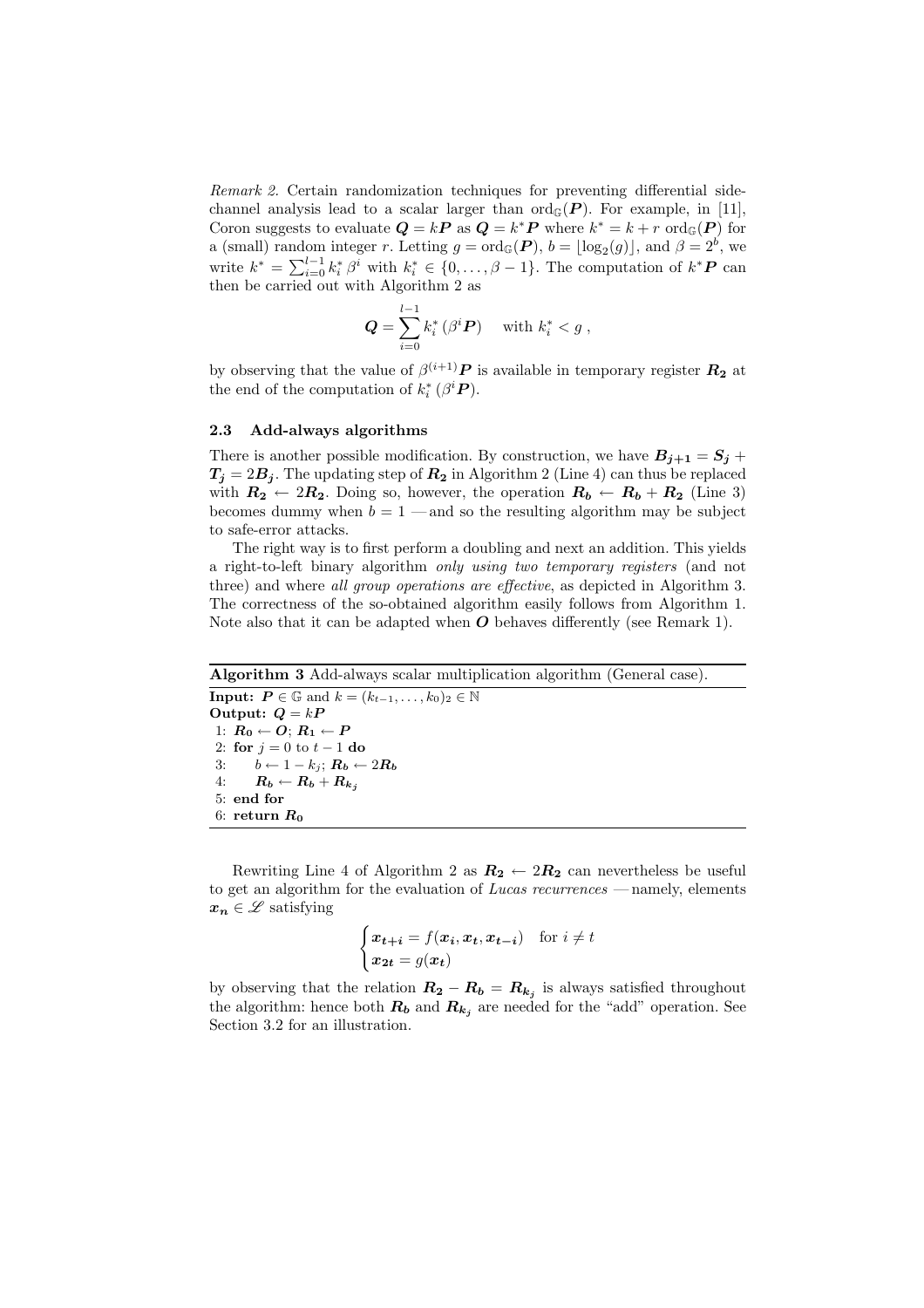*Remark 2.* Certain randomization techniques for preventing differential side-channel analysis lead to a scalar larger than $\mathrm{ord}_{\mathbb{G}}(\boldsymbol{P})$. For example, in [11], Coron suggests to evaluate $\boldsymbol{Q} = k\boldsymbol{P}$ as $\boldsymbol{Q} = k^*\boldsymbol{P}$ where $k^* = k + r\,\mathrm{ord}_{\mathbb{G}}(\boldsymbol{P})$ for a (small) random integer $r$. Letting $g = \mathrm{ord}_{\mathbb{G}}(\boldsymbol{P})$, $b = \lfloor \log_2(g) \rfloor$, and $\beta = 2^b$, we write $k^* = \sum_{i=0}^{l-1} k_i^*\,\beta^i$ with $k_i^* \in \{0, \dots, \beta - 1\}$. The computation of $k^*\boldsymbol{P}$ can then be carried out with Algorithm 2 as

$$\boldsymbol{Q} = \sum_{i=0}^{l-1} k_i^*\,(\beta^i \boldsymbol{P}) \quad \text{with } k_i^* < g\,,$$

by observing that the value of $\beta^{(i+1)}\boldsymbol{P}$ is available in temporary register $\boldsymbol{R_2}$ at the end of the computation of $k_i^*\,(\beta^i \boldsymbol{P})$.

### 2.3 Add-always algorithms

There is another possible modification. By construction, we have $\boldsymbol{B_{j+1}} = \boldsymbol{S_j} + \boldsymbol{T_j} = 2\boldsymbol{B_j}$. The updating step of $\boldsymbol{R_2}$ in Algorithm 2 (Line 4) can thus be replaced with $\boldsymbol{R_2} \leftarrow 2\boldsymbol{R_2}$. Doing so, however, the operation $\boldsymbol{R_b} \leftarrow \boldsymbol{R_b} + \boldsymbol{R_2}$ (Line 3) becomes dummy when $b = 1$ — and so the resulting algorithm may be subject to safe-error attacks.

The right way is to first perform a doubling and next an addition. This yields a right-to-left binary algorithm *only using two temporary registers* (and not three) and where *all group operations are effective*, as depicted in Algorithm 3. The correctness of the so-obtained algorithm easily follows from Algorithm 1. Note also that it can be adapted when $\boldsymbol{O}$ behaves differently (see Remark 1).

**Algorithm 3** Add-always scalar multiplication algorithm (General case).

**Input:** $\boldsymbol{P} \in \mathbb{G}$ and $k = (k_{t-1}, \dots, k_0)_2 \in \mathbb{N}$
**Output:** $\boldsymbol{Q} = k\boldsymbol{P}$

```
1: R0 ← O; R1 ← P
2: for j = 0 to t − 1 do
3:     b ← 1 − k_j; R_b ← 2R_b
4:     R_b ← R_b + R_{k_j}
5: end for
6: return R0
```

Rewriting Line 4 of Algorithm 2 as $\boldsymbol{R_2} \leftarrow 2\boldsymbol{R_2}$ can nevertheless be useful to get an algorithm for the evaluation of *Lucas recurrences* — namely, elements $\boldsymbol{x_n} \in \mathscr{L}$ satisfying

$$\begin{cases} \boldsymbol{x_{t+i}} = f(\boldsymbol{x_i}, \boldsymbol{x_t}, \boldsymbol{x_{t-i}}) & \text{for } i \neq t \\ \boldsymbol{x_{2t}} = g(\boldsymbol{x_t}) \end{cases}$$

by observing that the relation $\boldsymbol{R_2} - \boldsymbol{R_b} = \boldsymbol{R_{k_j}}$ is always satisfied throughout the algorithm: hence both $\boldsymbol{R_b}$ and $\boldsymbol{R_{k_j}}$ are needed for the "add" operation. See Section 3.2 for an illustration.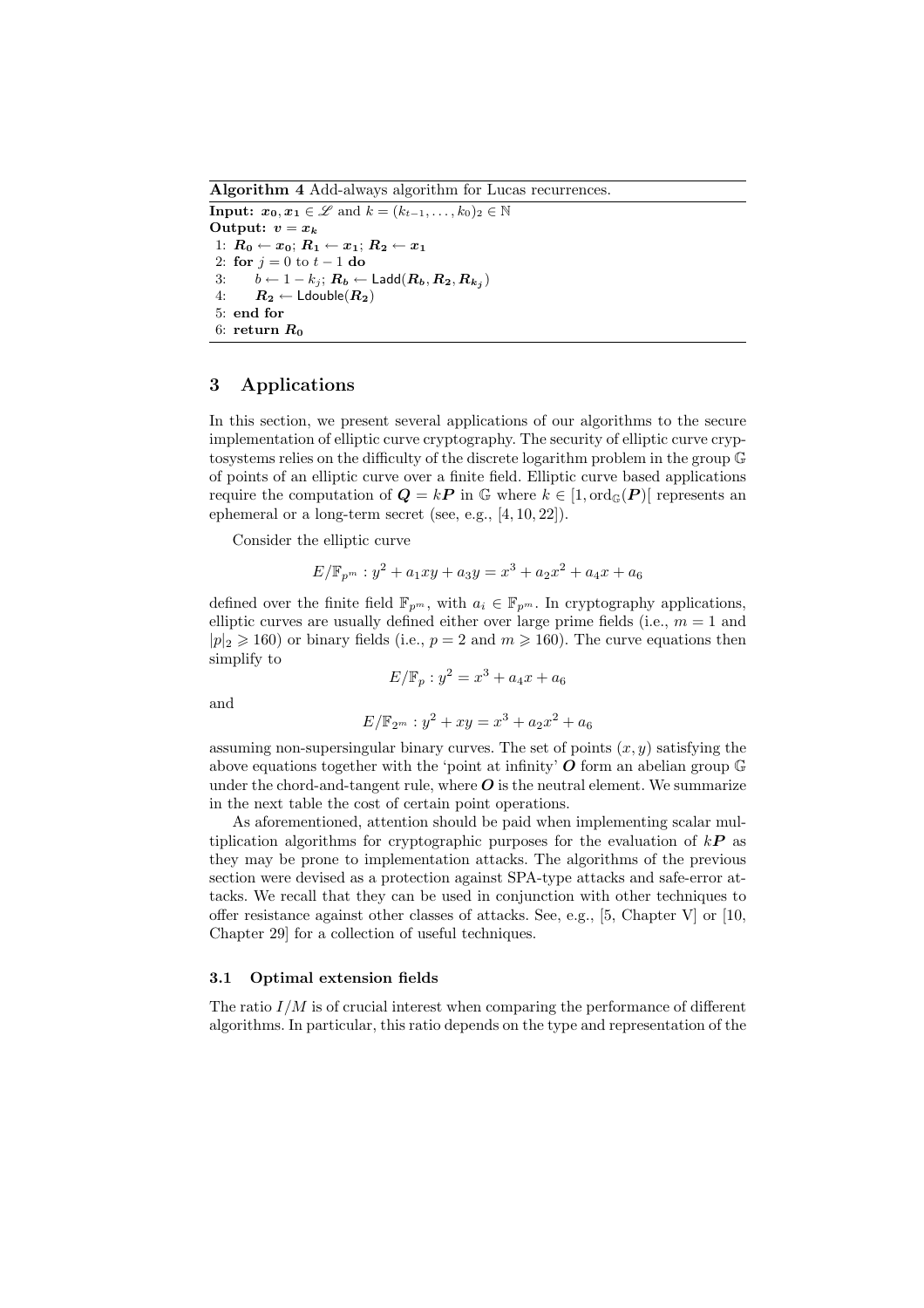**Algorithm 4** Add-always algorithm for Lucas recurrences.

**Input:** $\boldsymbol{x_0}, \boldsymbol{x_1} \in \mathscr{L}$ and $k = (k_{t-1}, \dots, k_0)_2 \in \mathbb{N}$
**Output:** $\boldsymbol{v} = \boldsymbol{x_k}$

```
1: R0 ← x0; R1 ← x1; R2 ← x1
2: for j = 0 to t − 1 do
3:     b ← 1 − k_j; R_b ← Ladd(R_b, R2, R_{k_j})
4:     R2 ← Ldouble(R2)
5: end for
6: return R0
```

## 3 Applications

In this section, we present several applications of our algorithms to the secure implementation of elliptic curve cryptography. The security of elliptic curve cryptosystems relies on the difficulty of the discrete logarithm problem in the group $\mathbb{G}$ of points of an elliptic curve over a finite field. Elliptic curve based applications require the computation of $\boldsymbol{Q} = k\boldsymbol{P}$ in $\mathbb{G}$ where $k \in [1, \mathrm{ord}_{\mathbb{G}}(\boldsymbol{P})[$ represents an ephemeral or a long-term secret (see, e.g., [4, 10, 22]).

Consider the elliptic curve

$$E/\mathbb{F}_{p^m} : y^2 + a_1xy + a_3y = x^3 + a_2x^2 + a_4x + a_6$$

defined over the finite field $\mathbb{F}_{p^m}$, with $a_i \in \mathbb{F}_{p^m}$. In cryptography applications, elliptic curves are usually defined either over large prime fields (i.e., $m = 1$ and $|p|_2 \geqslant 160$) or binary fields (i.e., $p = 2$ and $m \geqslant 160$). The curve equations then simplify to

$$E/\mathbb{F}_p : y^2 = x^3 + a_4x + a_6$$

and

$$E/\mathbb{F}_{2^m} : y^2 + xy = x^3 + a_2x^2 + a_6$$

assuming non-supersingular binary curves. The set of points $(x, y)$ satisfying the above equations together with the 'point at infinity' $\boldsymbol{O}$ form an abelian group $\mathbb{G}$ under the chord-and-tangent rule, where $\boldsymbol{O}$ is the neutral element. We summarize in the next table the cost of certain point operations.

As aforementioned, attention should be paid when implementing scalar multiplication algorithms for cryptographic purposes for the evaluation of $k\boldsymbol{P}$ as they may be prone to implementation attacks. The algorithms of the previous section were devised as a protection against SPA-type attacks and safe-error attacks. We recall that they can be used in conjunction with other techniques to offer resistance against other classes of attacks. See, e.g., [5, Chapter V] or [10, Chapter 29] for a collection of useful techniques.

### 3.1 Optimal extension fields

The ratio $I/M$ is of crucial interest when comparing the performance of different algorithms. In particular, this ratio depends on the type and representation of the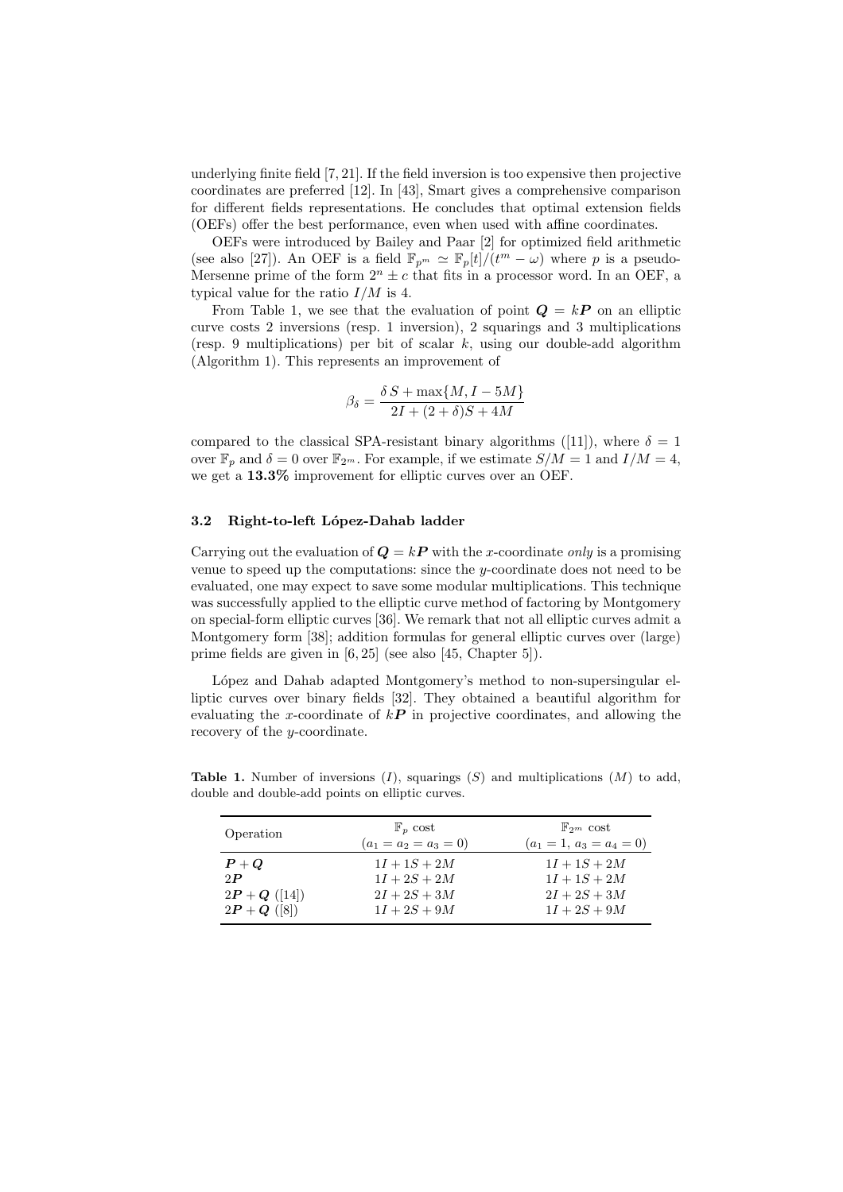underlying finite field [7, 21]. If the field inversion is too expensive then projective coordinates are preferred [12]. In [43], Smart gives a comprehensive comparison for different fields representations. He concludes that optimal extension fields (OEFs) offer the best performance, even when used with affine coordinates.

OEFs were introduced by Bailey and Paar [2] for optimized field arithmetic (see also [27]). An OEF is a field $\mathbb{F}_{p^m} \simeq \mathbb{F}_p[t]/(t^m - \omega)$ where $p$ is a pseudo-Mersenne prime of the form $2^n \pm c$ that fits in a processor word. In an OEF, a typical value for the ratio $I/M$ is 4.

From Table 1, we see that the evaluation of point $\boldsymbol{Q} = k\boldsymbol{P}$ on an elliptic curve costs 2 inversions (resp. 1 inversion), 2 squarings and 3 multiplications (resp. 9 multiplications) per bit of scalar $k$, using our double-add algorithm (Algorithm 1). This represents an improvement of

$$\beta_\delta = \frac{\delta\, S + \max\{M, I - 5M\}}{2I + (2 + \delta)S + 4M}$$

compared to the classical SPA-resistant binary algorithms ([11]), where $\delta = 1$ over $\mathbb{F}_p$ and $\delta = 0$ over $\mathbb{F}_{2^m}$. For example, if we estimate $S/M = 1$ and $I/M = 4$, we get a **13.3%** improvement for elliptic curves over an OEF.

### 3.2 Right-to-left López-Dahab ladder

Carrying out the evaluation of $\boldsymbol{Q} = k\boldsymbol{P}$ with the $x$-coordinate *only* is a promising venue to speed up the computations: since the $y$-coordinate does not need to be evaluated, one may expect to save some modular multiplications. This technique was successfully applied to the elliptic curve method of factoring by Montgomery on special-form elliptic curves [36]. We remark that not all elliptic curves admit a Montgomery form [38]; addition formulas for general elliptic curves over (large) prime fields are given in [6, 25] (see also [45, Chapter 5]).

López and Dahab adapted Montgomery's method to non-supersingular elliptic curves over binary fields [32]. They obtained a beautiful algorithm for evaluating the $x$-coordinate of $k\boldsymbol{P}$ in projective coordinates, and allowing the recovery of the $y$-coordinate.

**Table 1.** Number of inversions ($I$), squarings ($S$) and multiplications ($M$) to add, double and double-add points on elliptic curves.

| Operation | $\mathbb{F}_p$ cost ($a_1 = a_2 = a_3 = 0$) | $\mathbb{F}_{2^m}$ cost ($a_1 = 1$, $a_3 = a_4 = 0$) |
|---|---|---|
| $\boldsymbol{P} + \boldsymbol{Q}$ | $1I + 1S + 2M$ | $1I + 1S + 2M$ |
| $2\boldsymbol{P}$ | $1I + 2S + 2M$ | $1I + 1S + 2M$ |
| $2\boldsymbol{P} + \boldsymbol{Q}$ ([14]) | $2I + 2S + 3M$ | $2I + 2S + 3M$ |
| $2\boldsymbol{P} + \boldsymbol{Q}$ ([8]) | $1I + 2S + 9M$ | $1I + 2S + 9M$ |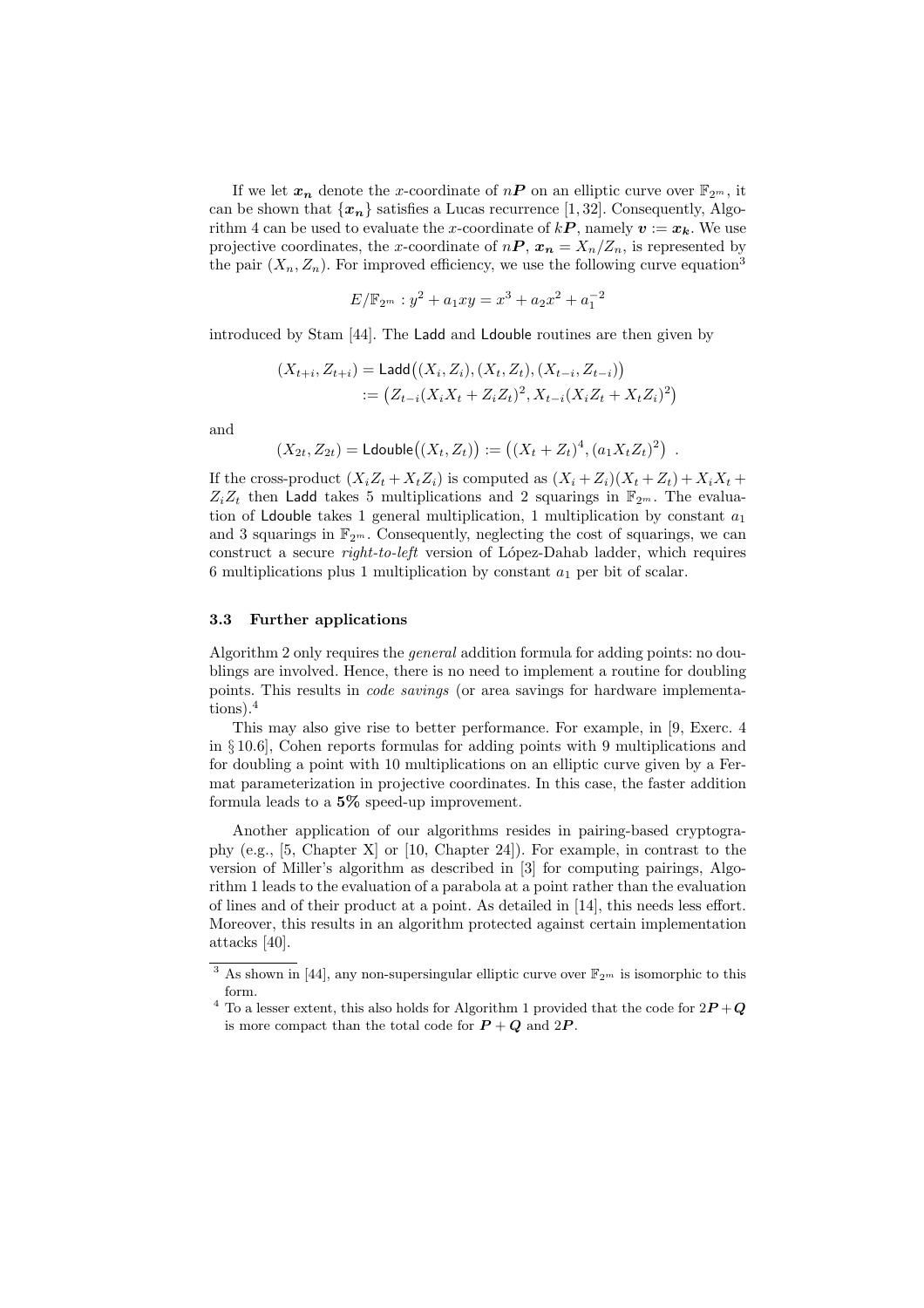If we let $\boldsymbol{x_n}$ denote the $x$-coordinate of $n\boldsymbol{P}$ on an elliptic curve over $\mathbb{F}_{2^m}$, it can be shown that $\{\boldsymbol{x_n}\}$ satisfies a Lucas recurrence [1, 32]. Consequently, Algorithm 4 can be used to evaluate the $x$-coordinate of $k\boldsymbol{P}$, namely $\boldsymbol{v} := \boldsymbol{x_k}$. We use projective coordinates, the $x$-coordinate of $n\boldsymbol{P}$, $\boldsymbol{x_n} = X_n/Z_n$, is represented by the pair $(X_n, Z_n)$. For improved efficiency, we use the following curve equation[3]

$$E/\mathbb{F}_{2^m} : y^2 + a_1 xy = x^3 + a_2 x^2 + a_1^{-2}$$

introduced by Stam [44]. The Ladd and Ldouble routines are then given by

$$\begin{aligned}(X_{t+i}, Z_{t+i}) &= \mathsf{Ladd}\big((X_i, Z_i), (X_t, Z_t), (X_{t-i}, Z_{t-i})\big) \\ &:= \big(Z_{t-i}(X_i X_t + Z_i Z_t)^2, X_{t-i}(X_i Z_t + X_t Z_i)^2\big)\end{aligned}$$

and

$$(X_{2t}, Z_{2t}) = \mathsf{Ldouble}\big((X_t, Z_t)\big) := \big((X_t + Z_t)^4, (a_1 X_t Z_t)^2\big) \enspace .$$

If the cross-product $(X_i Z_t + X_t Z_i)$ is computed as $(X_i + Z_i)(X_t + Z_t) + X_i X_t + Z_i Z_t$ then Ladd takes 5 multiplications and 2 squarings in $\mathbb{F}_{2^m}$. The evaluation of Ldouble takes 1 general multiplication, 1 multiplication by constant $a_1$ and 3 squarings in $\mathbb{F}_{2^m}$. Consequently, neglecting the cost of squarings, we can construct a secure *right-to-left* version of López-Dahab ladder, which requires 6 multiplications plus 1 multiplication by constant $a_1$ per bit of scalar.

### 3.3 Further applications

Algorithm 2 only requires the *general* addition formula for adding points: no doublings are involved. Hence, there is no need to implement a routine for doubling points. This results in *code savings* (or area savings for hardware implementations).[4]

This may also give rise to better performance. For example, in [9, Exerc. 4 in § 10.6], Cohen reports formulas for adding points with 9 multiplications and for doubling a point with 10 multiplications on an elliptic curve given by a Fermat parameterization in projective coordinates. In this case, the faster addition formula leads to a **5%** speed-up improvement.

Another application of our algorithms resides in pairing-based cryptography (e.g., [5, Chapter X] or [10, Chapter 24]). For example, in contrast to the version of Miller's algorithm as described in [3] for computing pairings, Algorithm 1 leads to the evaluation of a parabola at a point rather than the evaluation of lines and of their product at a point. As detailed in [14], this needs less effort. Moreover, this results in an algorithm protected against certain implementation attacks [40].

---

[3] As shown in [44], any non-supersingular elliptic curve over $\mathbb{F}_{2^m}$ is isomorphic to this form.

[4] To a lesser extent, this also holds for Algorithm 1 provided that the code for $2\boldsymbol{P} + \boldsymbol{Q}$ is more compact than the total code for $\boldsymbol{P} + \boldsymbol{Q}$ and $2\boldsymbol{P}$.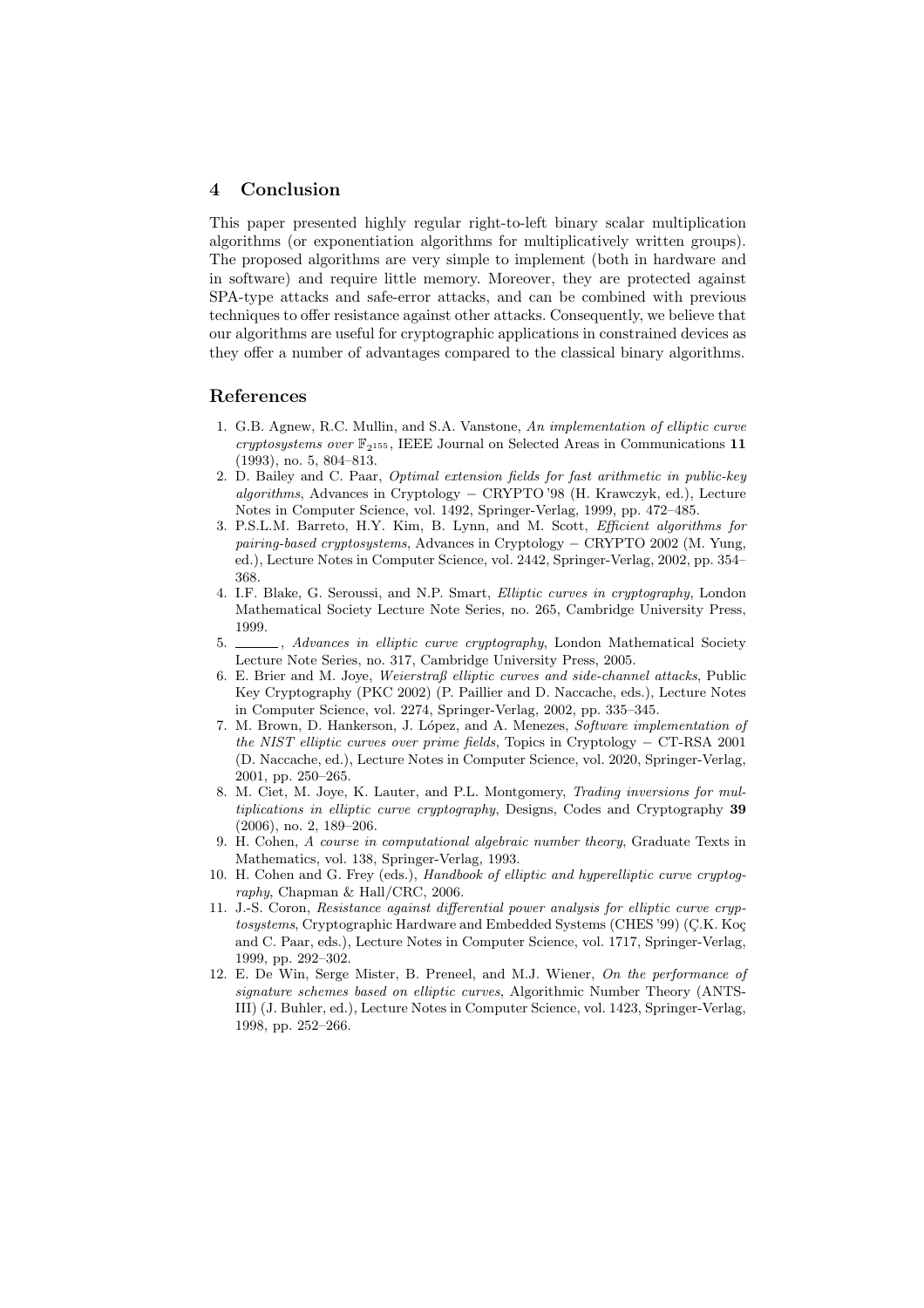## 4 Conclusion

This paper presented highly regular right-to-left binary scalar multiplication algorithms (or exponentiation algorithms for multiplicatively written groups). The proposed algorithms are very simple to implement (both in hardware and in software) and require little memory. Moreover, they are protected against SPA-type attacks and safe-error attacks, and can be combined with previous techniques to offer resistance against other attacks. Consequently, we believe that our algorithms are useful for cryptographic applications in constrained devices as they offer a number of advantages compared to the classical binary algorithms.

## References

1. G.B. Agnew, R.C. Mullin, and S.A. Vanstone, *An implementation of elliptic curve cryptosystems over* $\mathbb{F}_{2^{155}}$, IEEE Journal on Selected Areas in Communications **11** (1993), no. 5, 804–813.
2. D. Bailey and C. Paar, *Optimal extension fields for fast arithmetic in public-key algorithms*, Advances in Cryptology − CRYPTO '98 (H. Krawczyk, ed.), Lecture Notes in Computer Science, vol. 1492, Springer-Verlag, 1999, pp. 472–485.
3. P.S.L.M. Barreto, H.Y. Kim, B. Lynn, and M. Scott, *Efficient algorithms for pairing-based cryptosystems*, Advances in Cryptology − CRYPTO 2002 (M. Yung, ed.), Lecture Notes in Computer Science, vol. 2442, Springer-Verlag, 2002, pp. 354–368.
4. I.F. Blake, G. Seroussi, and N.P. Smart, *Elliptic curves in cryptography*, London Mathematical Society Lecture Note Series, no. 265, Cambridge University Press, 1999.
5. ______, *Advances in elliptic curve cryptography*, London Mathematical Society Lecture Note Series, no. 317, Cambridge University Press, 2005.
6. E. Brier and M. Joye, *Weierstraß elliptic curves and side-channel attacks*, Public Key Cryptography (PKC 2002) (P. Paillier and D. Naccache, eds.), Lecture Notes in Computer Science, vol. 2274, Springer-Verlag, 2002, pp. 335–345.
7. M. Brown, D. Hankerson, J. López, and A. Menezes, *Software implementation of the NIST elliptic curves over prime fields*, Topics in Cryptology − CT-RSA 2001 (D. Naccache, ed.), Lecture Notes in Computer Science, vol. 2020, Springer-Verlag, 2001, pp. 250–265.
8. M. Ciet, M. Joye, K. Lauter, and P.L. Montgomery, *Trading inversions for multiplications in elliptic curve cryptography*, Designs, Codes and Cryptography **39** (2006), no. 2, 189–206.
9. H. Cohen, *A course in computational algebraic number theory*, Graduate Texts in Mathematics, vol. 138, Springer-Verlag, 1993.
10. H. Cohen and G. Frey (eds.), *Handbook of elliptic and hyperelliptic curve cryptography*, Chapman & Hall/CRC, 2006.
11. J.-S. Coron, *Resistance against differential power analysis for elliptic curve cryptosystems*, Cryptographic Hardware and Embedded Systems (CHES '99) (Ç.K. Koç and C. Paar, eds.), Lecture Notes in Computer Science, vol. 1717, Springer-Verlag, 1999, pp. 292–302.
12. E. De Win, Serge Mister, B. Preneel, and M.J. Wiener, *On the performance of signature schemes based on elliptic curves*, Algorithmic Number Theory (ANTS-III) (J. Buhler, ed.), Lecture Notes in Computer Science, vol. 1423, Springer-Verlag, 1998, pp. 252–266.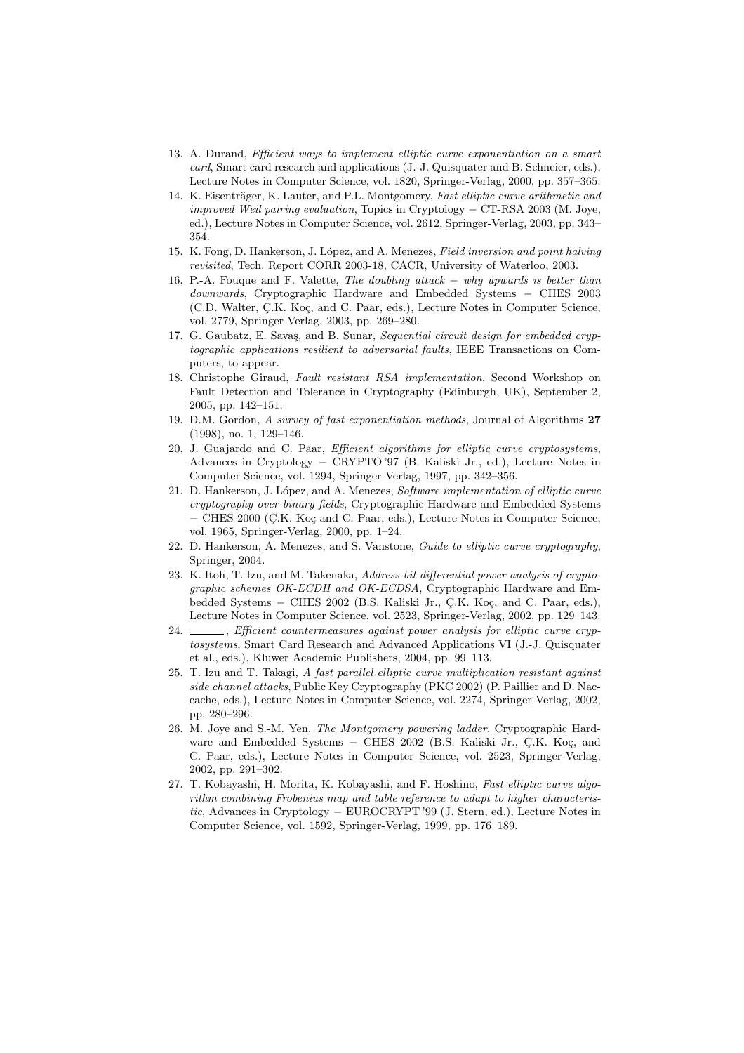13. A. Durand, *Efficient ways to implement elliptic curve exponentiation on a smart card*, Smart card research and applications (J.-J. Quisquater and B. Schneier, eds.), Lecture Notes in Computer Science, vol. 1820, Springer-Verlag, 2000, pp. 357–365.
14. K. Eisenträger, K. Lauter, and P.L. Montgomery, *Fast elliptic curve arithmetic and improved Weil pairing evaluation*, Topics in Cryptology − CT-RSA 2003 (M. Joye, ed.), Lecture Notes in Computer Science, vol. 2612, Springer-Verlag, 2003, pp. 343–354.
15. K. Fong, D. Hankerson, J. López, and A. Menezes, *Field inversion and point halving revisited*, Tech. Report CORR 2003-18, CACR, University of Waterloo, 2003.
16. P.-A. Fouque and F. Valette, *The doubling attack − why upwards is better than downwards*, Cryptographic Hardware and Embedded Systems − CHES 2003 (C.D. Walter, Ç.K. Koç, and C. Paar, eds.), Lecture Notes in Computer Science, vol. 2779, Springer-Verlag, 2003, pp. 269–280.
17. G. Gaubatz, E. Savaş, and B. Sunar, *Sequential circuit design for embedded cryptographic applications resilient to adversarial faults*, IEEE Transactions on Computers, to appear.
18. Christophe Giraud, *Fault resistant RSA implementation*, Second Workshop on Fault Detection and Tolerance in Cryptography (Edinburgh, UK), September 2, 2005, pp. 142–151.
19. D.M. Gordon, *A survey of fast exponentiation methods*, Journal of Algorithms **27** (1998), no. 1, 129–146.
20. J. Guajardo and C. Paar, *Efficient algorithms for elliptic curve cryptosystems*, Advances in Cryptology − CRYPTO '97 (B. Kaliski Jr., ed.), Lecture Notes in Computer Science, vol. 1294, Springer-Verlag, 1997, pp. 342–356.
21. D. Hankerson, J. López, and A. Menezes, *Software implementation of elliptic curve cryptography over binary fields*, Cryptographic Hardware and Embedded Systems − CHES 2000 (Ç.K. Koç and C. Paar, eds.), Lecture Notes in Computer Science, vol. 1965, Springer-Verlag, 2000, pp. 1–24.
22. D. Hankerson, A. Menezes, and S. Vanstone, *Guide to elliptic curve cryptography*, Springer, 2004.
23. K. Itoh, T. Izu, and M. Takenaka, *Address-bit differential power analysis of cryptographic schemes OK-ECDH and OK-ECDSA*, Cryptographic Hardware and Embedded Systems − CHES 2002 (B.S. Kaliski Jr., Ç.K. Koç, and C. Paar, eds.), Lecture Notes in Computer Science, vol. 2523, Springer-Verlag, 2002, pp. 129–143.
24. ______, *Efficient countermeasures against power analysis for elliptic curve cryptosystems*, Smart Card Research and Advanced Applications VI (J.-J. Quisquater et al., eds.), Kluwer Academic Publishers, 2004, pp. 99–113.
25. T. Izu and T. Takagi, *A fast parallel elliptic curve multiplication resistant against side channel attacks*, Public Key Cryptography (PKC 2002) (P. Paillier and D. Naccache, eds.), Lecture Notes in Computer Science, vol. 2274, Springer-Verlag, 2002, pp. 280–296.
26. M. Joye and S.-M. Yen, *The Montgomery powering ladder*, Cryptographic Hardware and Embedded Systems − CHES 2002 (B.S. Kaliski Jr., Ç.K. Koç, and C. Paar, eds.), Lecture Notes in Computer Science, vol. 2523, Springer-Verlag, 2002, pp. 291–302.
27. T. Kobayashi, H. Morita, K. Kobayashi, and F. Hoshino, *Fast elliptic curve algorithm combining Frobenius map and table reference to adapt to higher characteristic*, Advances in Cryptology − EUROCRYPT '99 (J. Stern, ed.), Lecture Notes in Computer Science, vol. 1592, Springer-Verlag, 1999, pp. 176–189.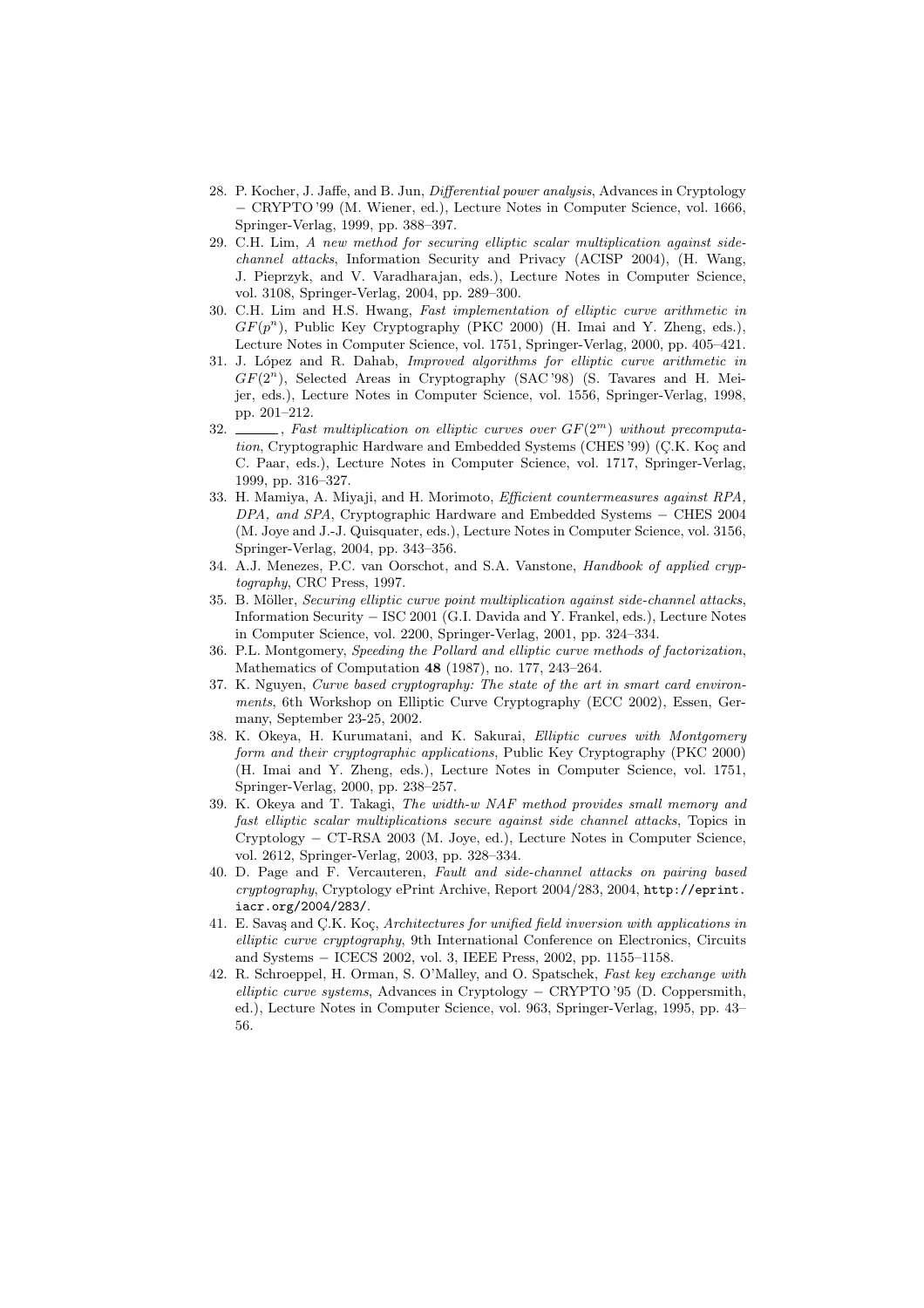28. P. Kocher, J. Jaffe, and B. Jun, *Differential power analysis*, Advances in Cryptology − CRYPTO '99 (M. Wiener, ed.), Lecture Notes in Computer Science, vol. 1666, Springer-Verlag, 1999, pp. 388–397.
29. C.H. Lim, *A new method for securing elliptic scalar multiplication against side-channel attacks*, Information Security and Privacy (ACISP 2004), (H. Wang, J. Pieprzyk, and V. Varadharajan, eds.), Lecture Notes in Computer Science, vol. 3108, Springer-Verlag, 2004, pp. 289–300.
30. C.H. Lim and H.S. Hwang, *Fast implementation of elliptic curve arithmetic in* $GF(p^n)$, Public Key Cryptography (PKC 2000) (H. Imai and Y. Zheng, eds.), Lecture Notes in Computer Science, vol. 1751, Springer-Verlag, 2000, pp. 405–421.
31. J. López and R. Dahab, *Improved algorithms for elliptic curve arithmetic in* $GF(2^n)$, Selected Areas in Cryptography (SAC '98) (S. Tavares and H. Meijer, eds.), Lecture Notes in Computer Science, vol. 1556, Springer-Verlag, 1998, pp. 201–212.
32. ______, *Fast multiplication on elliptic curves over* $GF(2^m)$ *without precomputation*, Cryptographic Hardware and Embedded Systems (CHES '99) (Ç.K. Koç and C. Paar, eds.), Lecture Notes in Computer Science, vol. 1717, Springer-Verlag, 1999, pp. 316–327.
33. H. Mamiya, A. Miyaji, and H. Morimoto, *Efficient countermeasures against RPA, DPA, and SPA*, Cryptographic Hardware and Embedded Systems − CHES 2004 (M. Joye and J.-J. Quisquater, eds.), Lecture Notes in Computer Science, vol. 3156, Springer-Verlag, 2004, pp. 343–356.
34. A.J. Menezes, P.C. van Oorschot, and S.A. Vanstone, *Handbook of applied cryptography*, CRC Press, 1997.
35. B. Möller, *Securing elliptic curve point multiplication against side-channel attacks*, Information Security − ISC 2001 (G.I. Davida and Y. Frankel, eds.), Lecture Notes in Computer Science, vol. 2200, Springer-Verlag, 2001, pp. 324–334.
36. P.L. Montgomery, *Speeding the Pollard and elliptic curve methods of factorization*, Mathematics of Computation **48** (1987), no. 177, 243–264.
37. K. Nguyen, *Curve based cryptography: The state of the art in smart card environments*, 6th Workshop on Elliptic Curve Cryptography (ECC 2002), Essen, Germany, September 23-25, 2002.
38. K. Okeya, H. Kurumatani, and K. Sakurai, *Elliptic curves with Montgomery form and their cryptographic applications*, Public Key Cryptography (PKC 2000) (H. Imai and Y. Zheng, eds.), Lecture Notes in Computer Science, vol. 1751, Springer-Verlag, 2000, pp. 238–257.
39. K. Okeya and T. Takagi, *The width-w NAF method provides small memory and fast elliptic scalar multiplications secure against side channel attacks*, Topics in Cryptology − CT-RSA 2003 (M. Joye, ed.), Lecture Notes in Computer Science, vol. 2612, Springer-Verlag, 2003, pp. 328–334.
40. D. Page and F. Vercauteren, *Fault and side-channel attacks on pairing based cryptography*, Cryptology ePrint Archive, Report 2004/283, 2004, http://eprint.iacr.org/2004/283/.
41. E. Savaş and Ç.K. Koç, *Architectures for unified field inversion with applications in elliptic curve cryptography*, 9th International Conference on Electronics, Circuits and Systems − ICECS 2002, vol. 3, IEEE Press, 2002, pp. 1155–1158.
42. R. Schroeppel, H. Orman, S. O'Malley, and O. Spatschek, *Fast key exchange with elliptic curve systems*, Advances in Cryptology − CRYPTO '95 (D. Coppersmith, ed.), Lecture Notes in Computer Science, vol. 963, Springer-Verlag, 1995, pp. 43–56.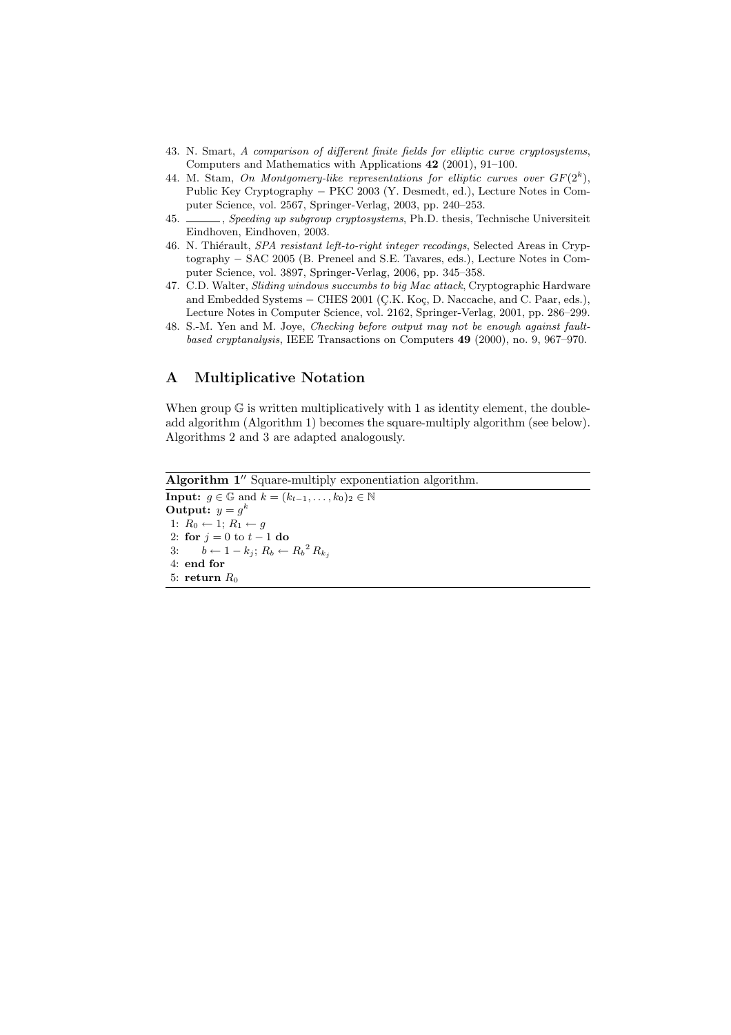43. N. Smart, *A comparison of different finite fields for elliptic curve cryptosystems*, Computers and Mathematics with Applications **42** (2001), 91–100.
44. M. Stam, *On Montgomery-like representations for elliptic curves over $GF(2^k)$*, Public Key Cryptography − PKC 2003 (Y. Desmedt, ed.), Lecture Notes in Computer Science, vol. 2567, Springer-Verlag, 2003, pp. 240–253.
45. ______, *Speeding up subgroup cryptosystems*, Ph.D. thesis, Technische Universiteit Eindhoven, Eindhoven, 2003.
46. N. Thiérault, *SPA resistant left-to-right integer recodings*, Selected Areas in Cryptography − SAC 2005 (B. Preneel and S.E. Tavares, eds.), Lecture Notes in Computer Science, vol. 3897, Springer-Verlag, 2006, pp. 345–358.
47. C.D. Walter, *Sliding windows succumbs to big Mac attack*, Cryptographic Hardware and Embedded Systems − CHES 2001 (Ç.K. Koç, D. Naccache, and C. Paar, eds.), Lecture Notes in Computer Science, vol. 2162, Springer-Verlag, 2001, pp. 286–299.
48. S.-M. Yen and M. Joye, *Checking before output may not be enough against fault-based cryptanalysis*, IEEE Transactions on Computers **49** (2000), no. 9, 967–970.

# A Multiplicative Notation

When group $\mathbb{G}$ is written multiplicatively with 1 as identity element, the double-add algorithm (Algorithm 1) becomes the square-multiply algorithm (see below). Algorithms 2 and 3 are adapted analogously.

**Algorithm 1′′** Square-multiply exponentiation algorithm.

**Input:** $g \in \mathbb{G}$ and $k = (k_{t-1}, \ldots, k_0)_2 \in \mathbb{N}$
**Output:** $y = g^k$
1: $R_0 \leftarrow 1$; $R_1 \leftarrow g$
2: **for** $j = 0$ to $t - 1$ **do**
3: $\quad b \leftarrow 1 - k_j$; $R_b \leftarrow {R_b}^2 \, R_{k_j}$
4: **end for**
5: **return** $R_0$